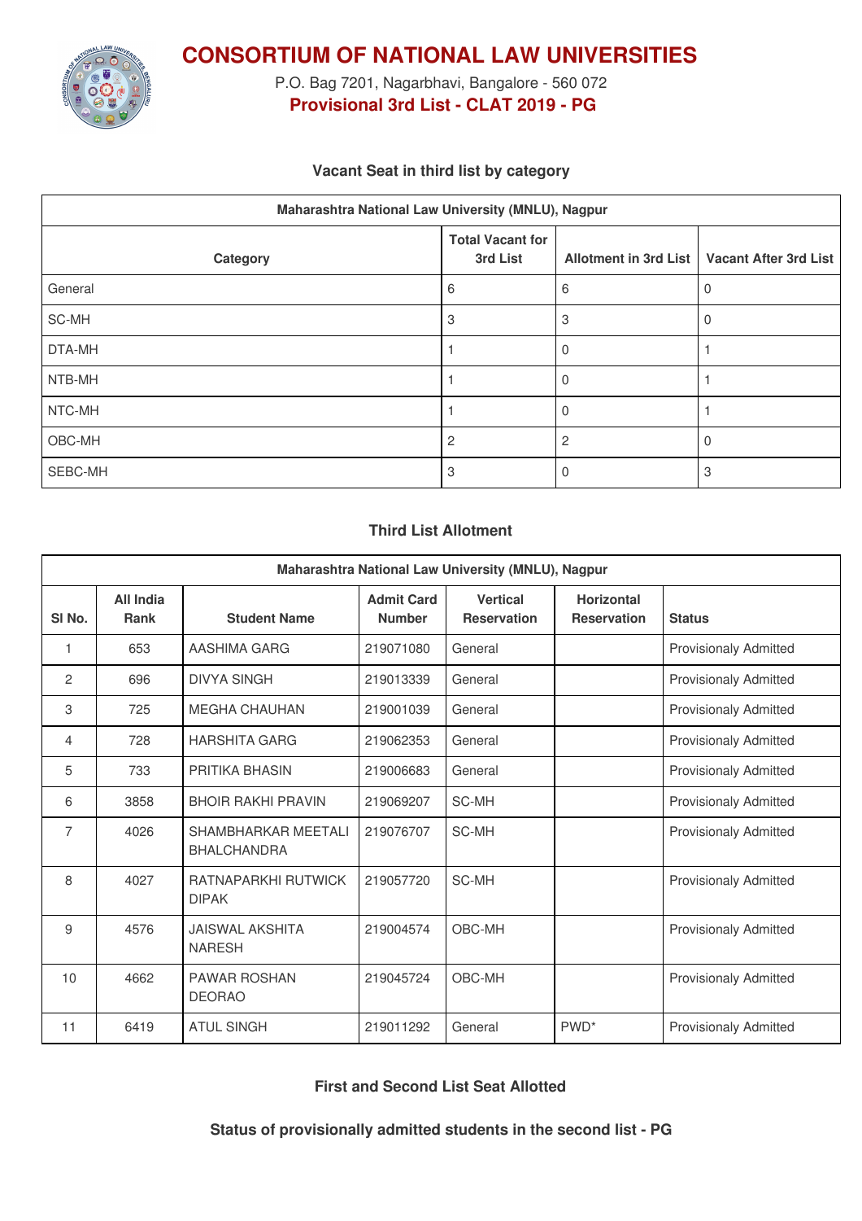# CONSORTIUM OF NATIONAL LAW UNIVERSITIES

P.O. Bag 7201, Nagarbhavi, Bangalore - 560 072

**Provisional 3rd List - CLAT 2019 - PG**

### Vacant Seat in third list by category

| Maharashtra National Law University (MNLU), Nagpur | | | |
|---|---|---|---|
| **Category** | **Total Vacant for 3rd List** | **Allotment in 3rd List** | **Vacant After 3rd List** |
| General | 6 | 6 | 0 |
| SC-MH | 3 | 3 | 0 |
| DTA-MH | 1 | 0 | 1 |
| NTB-MH | 1 | 0 | 1 |
| NTC-MH | 1 | 0 | 1 |
| OBC-MH | 2 | 2 | 0 |
| SEBC-MH | 3 | 0 | 3 |

### Third List Allotment

| Maharashtra National Law University (MNLU), Nagpur | | | | | | |
|---|---|---|---|---|---|---|
| **Sl No.** | **All India Rank** | **Student Name** | **Admit Card Number** | **Vertical Reservation** | **Horizontal Reservation** | **Status** |
| 1 | 653 | AASHIMA GARG | 219071080 | General | | Provisionaly Admitted |
| 2 | 696 | DIVYA SINGH | 219013339 | General | | Provisionaly Admitted |
| 3 | 725 | MEGHA CHAUHAN | 219001039 | General | | Provisionaly Admitted |
| 4 | 728 | HARSHITA GARG | 219062353 | General | | Provisionaly Admitted |
| 5 | 733 | PRITIKA BHASIN | 219006683 | General | | Provisionaly Admitted |
| 6 | 3858 | BHOIR RAKHI PRAVIN | 219069207 | SC-MH | | Provisionaly Admitted |
| 7 | 4026 | SHAMBHARKAR MEETALI BHALCHANDRA | 219076707 | SC-MH | | Provisionaly Admitted |
| 8 | 4027 | RATNAPARKHI RUTWICK DIPAK | 219057720 | SC-MH | | Provisionaly Admitted |
| 9 | 4576 | JAISWAL AKSHITA NARESH | 219004574 | OBC-MH | | Provisionaly Admitted |
| 10 | 4662 | PAWAR ROSHAN DEORAO | 219045724 | OBC-MH | | Provisionaly Admitted |
| 11 | 6419 | ATUL SINGH | 219011292 | General | PWD* | Provisionaly Admitted |

### First and Second List Seat Allotted

### Status of provisionally admitted students in the second list - PG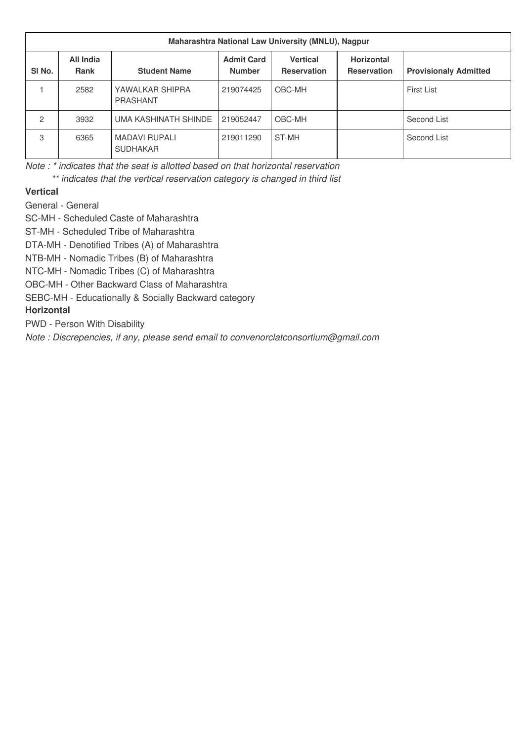| Maharashtra National Law University (MNLU), Nagpur | | | | | | |
|---|---|---|---|---|---|---|
| Sl No. | All India Rank | Student Name | Admit Card Number | Vertical Reservation | Horizontal Reservation | Provisionaly Admitted |
| 1 | 2582 | YAWALKAR SHIPRA PRASHANT | 219074425 | OBC-MH | | First List |
| 2 | 3932 | UMA KASHINATH SHINDE | 219052447 | OBC-MH | | Second List |
| 3 | 6365 | MADAVI RUPALI SUDHAKAR | 219011290 | ST-MH | | Second List |

*Note : * indicates that the seat is allotted based on that horizontal reservation*

*** indicates that the vertical reservation category is changed in third list*

**Vertical**

General - General

SC-MH - Scheduled Caste of Maharashtra

ST-MH - Scheduled Tribe of Maharashtra

DTA-MH - Denotified Tribes (A) of Maharashtra

NTB-MH - Nomadic Tribes (B) of Maharashtra

NTC-MH - Nomadic Tribes (C) of Maharashtra

OBC-MH - Other Backward Class of Maharashtra

SEBC-MH - Educationally & Socially Backward category

**Horizontal**

PWD - Person With Disability

*Note : Discrepencies, if any, please send email to convenorclatconsortium@gmail.com*